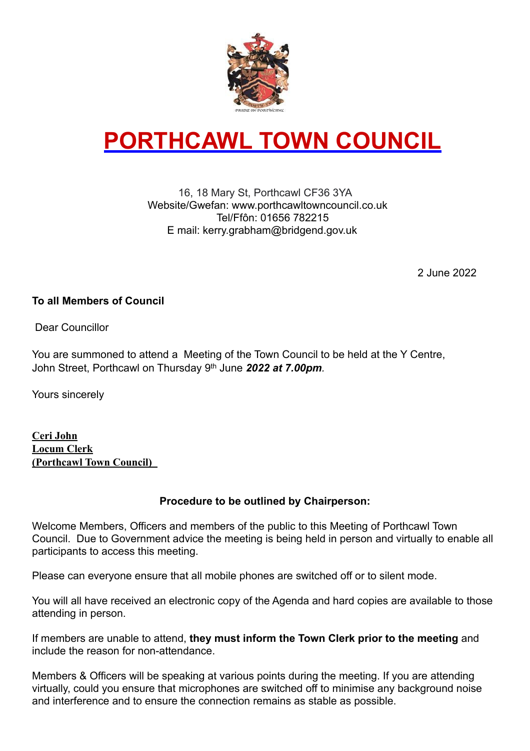# PORTHCAWL TOWN COUNCIL

16, 18 Mary St, Porthcawl CF36 3YA
Website/Gwefan: www.porthcawltowncouncil.co.uk
Tel/Ffôn: 01656 782215
E mail: kerry.grabham@bridgend.gov.uk

2 June 2022

**To all Members of Council**

Dear Councillor

You are summoned to attend a Meeting of the Town Council to be held at the Y Centre, John Street, Porthcawl on Thursday 9th June ***2022 at 7.00pm****.*

Yours sincerely

**Ceri John**
**Locum Clerk**
**(Porthcawl Town Council)**

**Procedure to be outlined by Chairperson:**

Welcome Members, Officers and members of the public to this Meeting of Porthcawl Town Council. Due to Government advice the meeting is being held in person and virtually to enable all participants to access this meeting.

Please can everyone ensure that all mobile phones are switched off or to silent mode.

You will all have received an electronic copy of the Agenda and hard copies are available to those attending in person.

If members are unable to attend, **they must inform the Town Clerk prior to the meeting** and include the reason for non-attendance.

Members & Officers will be speaking at various points during the meeting. If you are attending virtually, could you ensure that microphones are switched off to minimise any background noise and interference and to ensure the connection remains as stable as possible.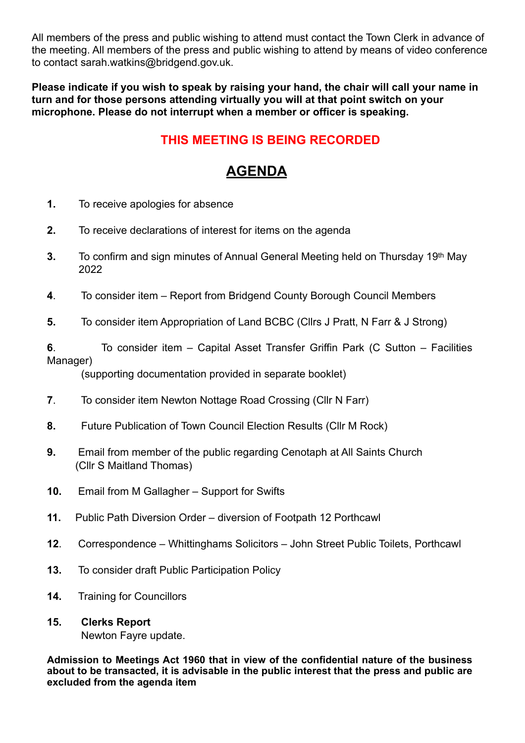All members of the press and public wishing to attend must contact the Town Clerk in advance of the meeting. All members of the press and public wishing to attend by means of video conference to contact sarah.watkins@bridgend.gov.uk.

**Please indicate if you wish to speak by raising your hand, the chair will call your name in turn and for those persons attending virtually you will at that point switch on your microphone. Please do not interrupt when a member or officer is speaking.**

**THIS MEETING IS BEING RECORDED**

# AGENDA

**1.** To receive apologies for absence

**2.** To receive declarations of interest for items on the agenda

**3.** To confirm and sign minutes of Annual General Meeting held on Thursday 19th May 2022

**4**. To consider item – Report from Bridgend County Borough Council Members

**5.** To consider item Appropriation of Land BCBC (Cllrs J Pratt, N Farr & J Strong)

**6**. To consider item – Capital Asset Transfer Griffin Park (C Sutton – Facilities Manager)
(supporting documentation provided in separate booklet)

**7**. To consider item Newton Nottage Road Crossing (Cllr N Farr)

**8.** Future Publication of Town Council Election Results (Cllr M Rock)

**9.** Email from member of the public regarding Cenotaph at All Saints Church (Cllr S Maitland Thomas)

**10.** Email from M Gallagher – Support for Swifts

**11.** Public Path Diversion Order – diversion of Footpath 12 Porthcawl

**12**. Correspondence – Whittinghams Solicitors – John Street Public Toilets, Porthcawl

**13.** To consider draft Public Participation Policy

**14.** Training for Councillors

**15. Clerks Report**
Newton Fayre update.

**Admission to Meetings Act 1960 that in view of the confidential nature of the business about to be transacted, it is advisable in the public interest that the press and public are excluded from the agenda item**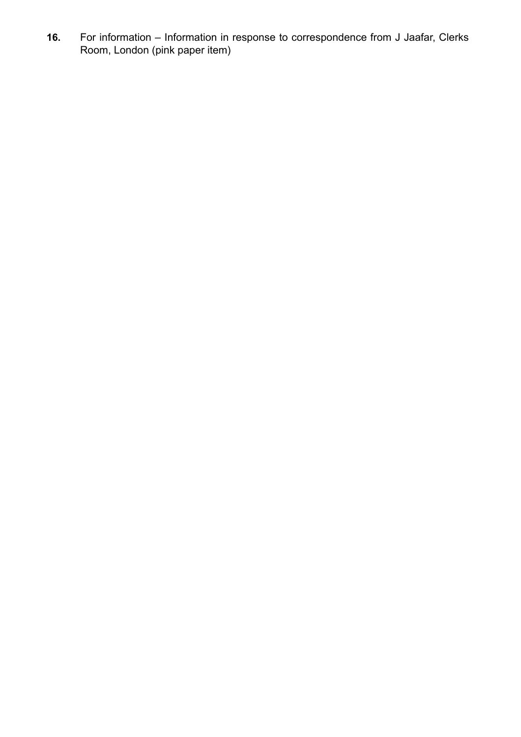**16.** For information – Information in response to correspondence from J Jaafar, Clerks Room, London (pink paper item)